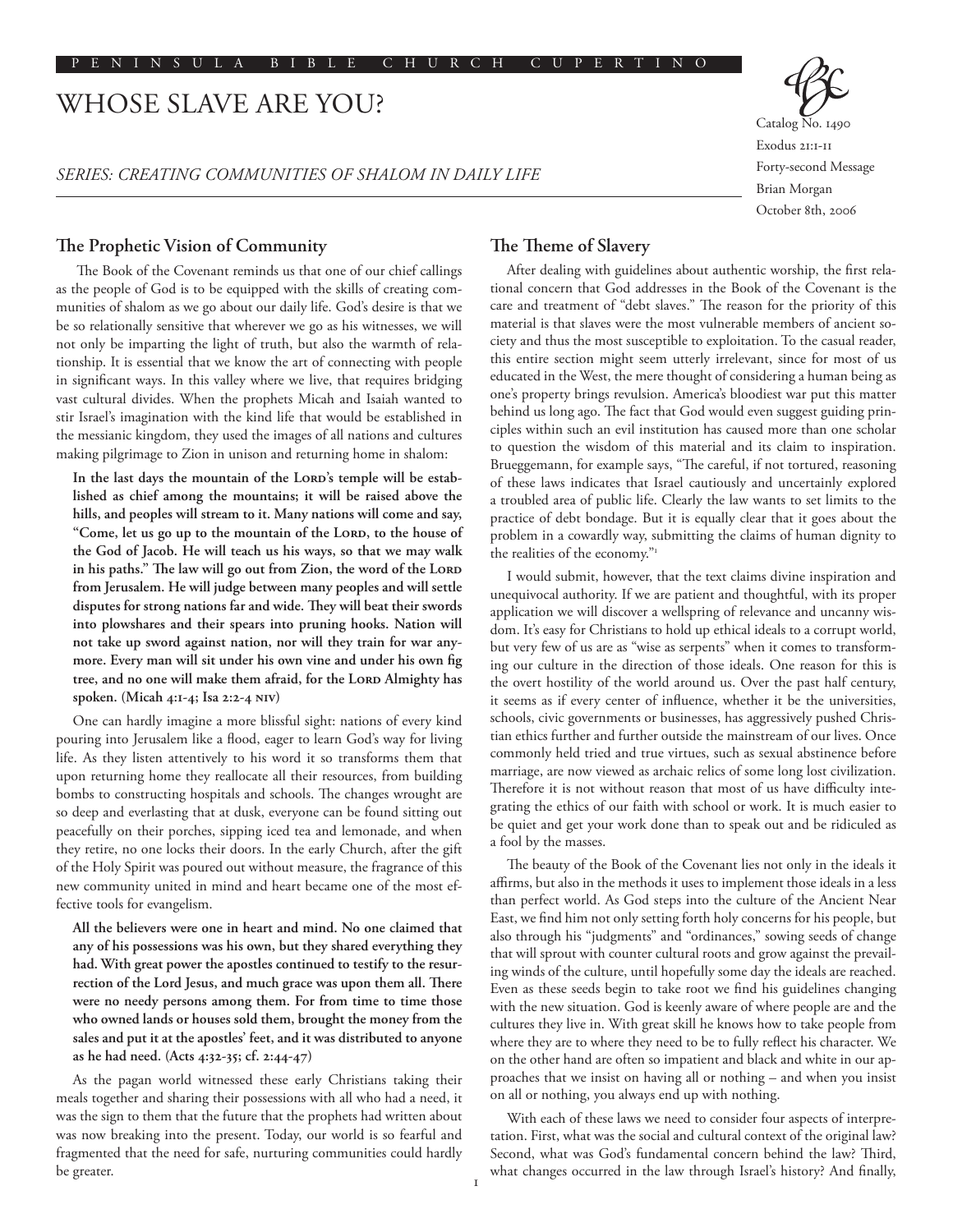PENINSULA BIBLE CHURCH CUPERTINO

# WHOSE SLAVE ARE YOU?

*SERIES: CREATING COMMUNITIES OF SHALOM IN DAILY LIFE*

Catalog No. 1490
Exodus 21:1-11
Forty-second Message
Brian Morgan
October 8th, 2006

## The Prophetic Vision of Community

The Book of the Covenant reminds us that one of our chief callings as the people of God is to be equipped with the skills of creating communities of shalom as we go about our daily life. God's desire is that we be so relationally sensitive that wherever we go as his witnesses, we will not only be imparting the light of truth, but also the warmth of relationship. It is essential that we know the art of connecting with people in significant ways. In this valley where we live, that requires bridging vast cultural divides. When the prophets Micah and Isaiah wanted to stir Israel's imagination with the kind life that would be established in the messianic kingdom, they used the images of all nations and cultures making pilgrimage to Zion in unison and returning home in shalom:

> **In the last days the mountain of the Lord's temple will be established as chief among the mountains; it will be raised above the hills, and peoples will stream to it. Many nations will come and say, "Come, let us go up to the mountain of the Lord, to the house of the God of Jacob. He will teach us his ways, so that we may walk in his paths." The law will go out from Zion, the word of the Lord from Jerusalem. He will judge between many peoples and will settle disputes for strong nations far and wide. They will beat their swords into plowshares and their spears into pruning hooks. Nation will not take up sword against nation, nor will they train for war anymore. Every man will sit under his own vine and under his own fig tree, and no one will make them afraid, for the Lord Almighty has spoken. (Micah 4:1-4; Isa 2:2-4 NIV)**

One can hardly imagine a more blissful sight: nations of every kind pouring into Jerusalem like a flood, eager to learn God's way for living life. As they listen attentively to his word it so transforms them that upon returning home they reallocate all their resources, from building bombs to constructing hospitals and schools. The changes wrought are so deep and everlasting that at dusk, everyone can be found sitting out peacefully on their porches, sipping iced tea and lemonade, and when they retire, no one locks their doors. In the early Church, after the gift of the Holy Spirit was poured out without measure, the fragrance of this new community united in mind and heart became one of the most effective tools for evangelism.

> **All the believers were one in heart and mind. No one claimed that any of his possessions was his own, but they shared everything they had. With great power the apostles continued to testify to the resurrection of the Lord Jesus, and much grace was upon them all. There were no needy persons among them. For from time to time those who owned lands or houses sold them, brought the money from the sales and put it at the apostles' feet, and it was distributed to anyone as he had need. (Acts 4:32-35; cf. 2:44-47)**

As the pagan world witnessed these early Christians taking their meals together and sharing their possessions with all who had a need, it was the sign to them that the future that the prophets had written about was now breaking into the present. Today, our world is so fearful and fragmented that the need for safe, nurturing communities could hardly be greater.

## The Theme of Slavery

After dealing with guidelines about authentic worship, the first relational concern that God addresses in the Book of the Covenant is the care and treatment of "debt slaves." The reason for the priority of this material is that slaves were the most vulnerable members of ancient society and thus the most susceptible to exploitation. To the casual reader, this entire section might seem utterly irrelevant, since for most of us educated in the West, the mere thought of considering a human being as one's property brings revulsion. America's bloodiest war put this matter behind us long ago. The fact that God would even suggest guiding principles within such an evil institution has caused more than one scholar to question the wisdom of this material and its claim to inspiration. Brueggemann, for example says, "The careful, if not tortured, reasoning of these laws indicates that Israel cautiously and uncertainly explored a troubled area of public life. Clearly the law wants to set limits to the practice of debt bondage. But it is equally clear that it goes about the problem in a cowardly way, submitting the claims of human dignity to the realities of the economy."[1]

I would submit, however, that the text claims divine inspiration and unequivocal authority. If we are patient and thoughtful, with its proper application we will discover a wellspring of relevance and uncanny wisdom. It's easy for Christians to hold up ethical ideals to a corrupt world, but very few of us are as "wise as serpents" when it comes to transforming our culture in the direction of those ideals. One reason for this is the overt hostility of the world around us. Over the past half century, it seems as if every center of influence, whether it be the universities, schools, civic governments or businesses, has aggressively pushed Christian ethics further and further outside the mainstream of our lives. Once commonly held tried and true virtues, such as sexual abstinence before marriage, are now viewed as archaic relics of some long lost civilization. Therefore it is not without reason that most of us have difficulty integrating the ethics of our faith with school or work. It is much easier to be quiet and get your work done than to speak out and be ridiculed as a fool by the masses.

The beauty of the Book of the Covenant lies not only in the ideals it affirms, but also in the methods it uses to implement those ideals in a less than perfect world. As God steps into the culture of the Ancient Near East, we find him not only setting forth holy concerns for his people, but also through his "judgments" and "ordinances," sowing seeds of change that will sprout with counter cultural roots and grow against the prevailing winds of the culture, until hopefully some day the ideals are reached. Even as these seeds begin to take root we find his guidelines changing with the new situation. God is keenly aware of where people are and the cultures they live in. With great skill he knows how to take people from where they are to where they need to be to fully reflect his character. We on the other hand are often so impatient and black and white in our approaches that we insist on having all or nothing – and when you insist on all or nothing, you always end up with nothing.

With each of these laws we need to consider four aspects of interpretation. First, what was the social and cultural context of the original law? Second, what was God's fundamental concern behind the law? Third, what changes occurred in the law through Israel's history? And finally,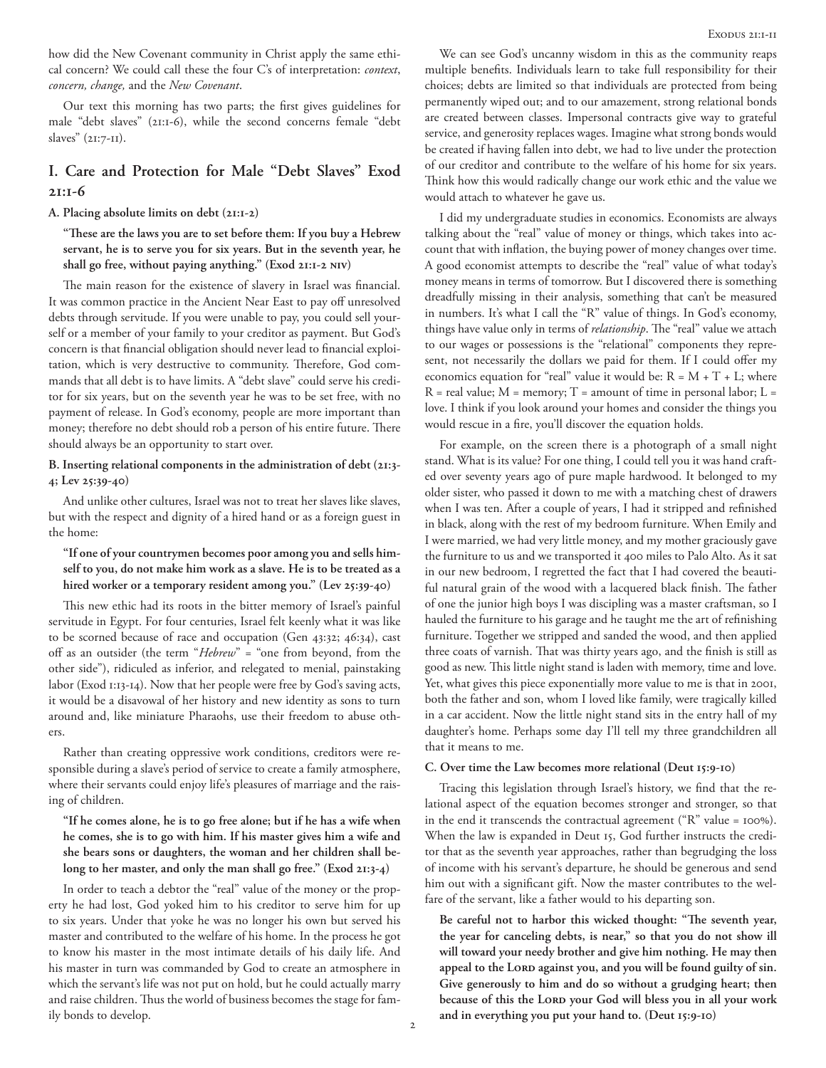how did the New Covenant community in Christ apply the same ethical concern? We could call these the four C's of interpretation: *context*, *concern, change,* and the *New Covenant*.

Our text this morning has two parts; the first gives guidelines for male "debt slaves" (21:1-6), while the second concerns female "debt slaves" (21:7-11).

## I. Care and Protection for Male "Debt Slaves" Exod 21:1-6

### A. Placing absolute limits on debt (21:1-2)

**"These are the laws you are to set before them: If you buy a Hebrew servant, he is to serve you for six years. But in the seventh year, he shall go free, without paying anything." (Exod 21:1-2 NIV)**

The main reason for the existence of slavery in Israel was financial. It was common practice in the Ancient Near East to pay off unresolved debts through servitude. If you were unable to pay, you could sell yourself or a member of your family to your creditor as payment. But God's concern is that financial obligation should never lead to financial exploitation, which is very destructive to community. Therefore, God commands that all debt is to have limits. A "debt slave" could serve his creditor for six years, but on the seventh year he was to be set free, with no payment of release. In God's economy, people are more important than money; therefore no debt should rob a person of his entire future. There should always be an opportunity to start over.

### B. Inserting relational components in the administration of debt (21:3-4; Lev 25:39-40)

And unlike other cultures, Israel was not to treat her slaves like slaves, but with the respect and dignity of a hired hand or as a foreign guest in the home:

**"If one of your countrymen becomes poor among you and sells himself to you, do not make him work as a slave. He is to be treated as a hired worker or a temporary resident among you." (Lev 25:39-40)**

This new ethic had its roots in the bitter memory of Israel's painful servitude in Egypt. For four centuries, Israel felt keenly what it was like to be scorned because of race and occupation (Gen 43:32; 46:34), cast off as an outsider (the term "*Hebrew*" = "one from beyond, from the other side"), ridiculed as inferior, and relegated to menial, painstaking labor (Exod 1:13-14). Now that her people were free by God's saving acts, it would be a disavowal of her history and new identity as sons to turn around and, like miniature Pharaohs, use their freedom to abuse others.

Rather than creating oppressive work conditions, creditors were responsible during a slave's period of service to create a family atmosphere, where their servants could enjoy life's pleasures of marriage and the raising of children.

**"If he comes alone, he is to go free alone; but if he has a wife when he comes, she is to go with him. If his master gives him a wife and she bears sons or daughters, the woman and her children shall belong to her master, and only the man shall go free." (Exod 21:3-4)**

In order to teach a debtor the "real" value of the money or the property he had lost, God yoked him to his creditor to serve him for up to six years. Under that yoke he was no longer his own but served his master and contributed to the welfare of his home. In the process he got to know his master in the most intimate details of his daily life. And his master in turn was commanded by God to create an atmosphere in which the servant's life was not put on hold, but he could actually marry and raise children. Thus the world of business becomes the stage for family bonds to develop.

We can see God's uncanny wisdom in this as the community reaps multiple benefits. Individuals learn to take full responsibility for their choices; debts are limited so that individuals are protected from being permanently wiped out; and to our amazement, strong relational bonds are created between classes. Impersonal contracts give way to grateful service, and generosity replaces wages. Imagine what strong bonds would be created if having fallen into debt, we had to live under the protection of our creditor and contribute to the welfare of his home for six years. Think how this would radically change our work ethic and the value we would attach to whatever he gave us.

I did my undergraduate studies in economics. Economists are always talking about the "real" value of money or things, which takes into account that with inflation, the buying power of money changes over time. A good economist attempts to describe the "real" value of what today's money means in terms of tomorrow. But I discovered there is something dreadfully missing in their analysis, something that can't be measured in numbers. It's what I call the "R" value of things. In God's economy, things have value only in terms of *relationship*. The "real" value we attach to our wages or possessions is the "relational" components they represent, not necessarily the dollars we paid for them. If I could offer my economics equation for "real" value it would be: $R = M + T + L$; where $R$ = real value; $M$ = memory; $T$ = amount of time in personal labor; $L$ = love. I think if you look around your homes and consider the things you would rescue in a fire, you'll discover the equation holds.

For example, on the screen there is a photograph of a small night stand. What is its value? For one thing, I could tell you it was hand crafted over seventy years ago of pure maple hardwood. It belonged to my older sister, who passed it down to me with a matching chest of drawers when I was ten. After a couple of years, I had it stripped and refinished in black, along with the rest of my bedroom furniture. When Emily and I were married, we had very little money, and my mother graciously gave the furniture to us and we transported it 400 miles to Palo Alto. As it sat in our new bedroom, I regretted the fact that I had covered the beautiful natural grain of the wood with a lacquered black finish. The father of one the junior high boys I was discipling was a master craftsman, so I hauled the furniture to his garage and he taught me the art of refinishing furniture. Together we stripped and sanded the wood, and then applied three coats of varnish. That was thirty years ago, and the finish is still as good as new. This little night stand is laden with memory, time and love. Yet, what gives this piece exponentially more value to me is that in 2001, both the father and son, whom I loved like family, were tragically killed in a car accident. Now the little night stand sits in the entry hall of my daughter's home. Perhaps some day I'll tell my three grandchildren all that it means to me.

### C. Over time the Law becomes more relational (Deut 15:9-10)

Tracing this legislation through Israel's history, we find that the relational aspect of the equation becomes stronger and stronger, so that in the end it transcends the contractual agreement ("R" value = 100%). When the law is expanded in Deut 15, God further instructs the creditor that as the seventh year approaches, rather than begrudging the loss of income with his servant's departure, he should be generous and send him out with a significant gift. Now the master contributes to the welfare of the servant, like a father would to his departing son.

**Be careful not to harbor this wicked thought: "The seventh year, the year for canceling debts, is near," so that you do not show ill will toward your needy brother and give him nothing. He may then appeal to the LORD against you, and you will be found guilty of sin. Give generously to him and do so without a grudging heart; then because of this the LORD your God will bless you in all your work and in everything you put your hand to. (Deut 15:9-10)**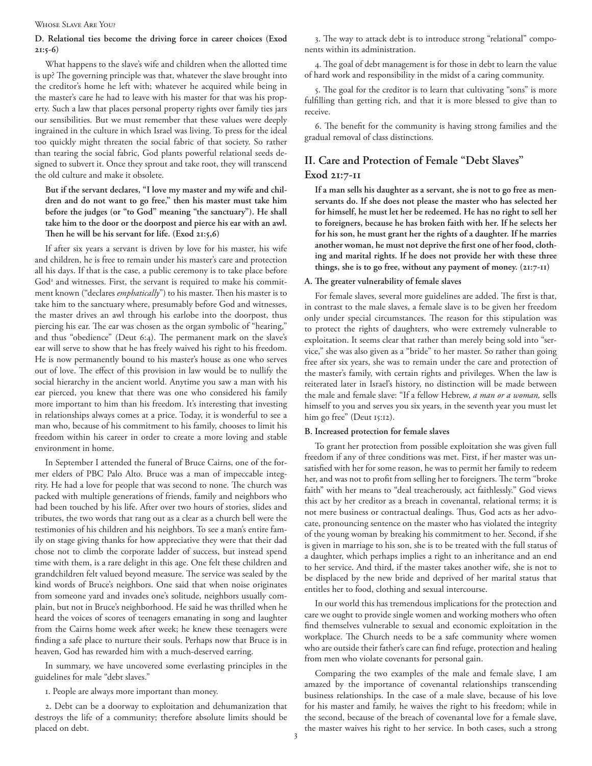### D. Relational ties become the driving force in career choices (Exod 21:5-6)

What happens to the slave's wife and children when the allotted time is up? The governing principle was that, whatever the slave brought into the creditor's home he left with; whatever he acquired while being in the master's care he had to leave with his master for that was his property. Such a law that places personal property rights over family ties jars our sensibilities. But we must remember that these values were deeply ingrained in the culture in which Israel was living. To press for the ideal too quickly might threaten the social fabric of that society. So rather than tearing the social fabric, God plants powerful relational seeds designed to subvert it. Once they sprout and take root, they will transcend the old culture and make it obsolete.

> **But if the servant declares, "I love my master and my wife and children and do not want to go free," then his master must take him before the judges (or "to God" meaning "the sanctuary"). He shall take him to the door or the doorpost and pierce his ear with an awl. Then he will be his servant for life. (Exod 21:5,6)**

If after six years a servant is driven by love for his master, his wife and children, he is free to remain under his master's care and protection all his days. If that is the case, a public ceremony is to take place before God[2] and witnesses. First, the servant is required to make his commitment known ("declares *emphatically*") to his master. Then his master is to take him to the sanctuary where, presumably before God and witnesses, the master drives an awl through his earlobe into the doorpost, thus piercing his ear. The ear was chosen as the organ symbolic of "hearing," and thus "obedience" (Deut 6:4). The permanent mark on the slave's ear will serve to show that he has freely waived his right to his freedom. He is now permanently bound to his master's house as one who serves out of love. The effect of this provision in law would be to nullify the social hierarchy in the ancient world. Anytime you saw a man with his ear pierced, you knew that there was one who considered his family more important to him than his freedom. It's interesting that investing in relationships always comes at a price. Today, it is wonderful to see a man who, because of his commitment to his family, chooses to limit his freedom within his career in order to create a more loving and stable environment in home.

In September I attended the funeral of Bruce Cairns, one of the former elders of PBC Palo Alto. Bruce was a man of impeccable integrity. He had a love for people that was second to none. The church was packed with multiple generations of friends, family and neighbors who had been touched by his life. After over two hours of stories, slides and tributes, the two words that rang out as a clear as a church bell were the testimonies of his children and his neighbors. To see a man's entire family on stage giving thanks for how appreciative they were that their dad chose not to climb the corporate ladder of success, but instead spend time with them, is a rare delight in this age. One felt these children and grandchildren felt valued beyond measure. The service was sealed by the kind words of Bruce's neighbors. One said that when noise originates from someone yard and invades one's solitude, neighbors usually complain, but not in Bruce's neighborhood. He said he was thrilled when he heard the voices of scores of teenagers emanating in song and laughter from the Cairns home week after week; he knew these teenagers were finding a safe place to nurture their souls. Perhaps now that Bruce is in heaven, God has rewarded him with a much-deserved earring.

In summary, we have uncovered some everlasting principles in the guidelines for male "debt slaves."

1. People are always more important than money.

2. Debt can be a doorway to exploitation and dehumanization that destroys the life of a community; therefore absolute limits should be placed on debt.

3. The way to attack debt is to introduce strong "relational" components within its administration.

4. The goal of debt management is for those in debt to learn the value of hard work and responsibility in the midst of a caring community.

5. The goal for the creditor is to learn that cultivating "sons" is more fulfilling than getting rich, and that it is more blessed to give than to receive.

6. The benefit for the community is having strong families and the gradual removal of class distinctions.

## II. Care and Protection of Female "Debt Slaves" Exod 21:7-11

> **If a man sells his daughter as a servant, she is not to go free as menservants do. If she does not please the master who has selected her for himself, he must let her be redeemed. He has no right to sell her to foreigners, because he has broken faith with her. If he selects her for his son, he must grant her the rights of a daughter. If he marries another woman, he must not deprive the first one of her food, clothing and marital rights. If he does not provide her with these three things, she is to go free, without any payment of money. (21:7-11)**

### A. The greater vulnerability of female slaves

For female slaves, several more guidelines are added. The first is that, in contrast to the male slaves, a female slave is to be given her freedom only under special circumstances. The reason for this stipulation was to protect the rights of daughters, who were extremely vulnerable to exploitation. It seems clear that rather than merely being sold into "service," she was also given as a "bride" to her master. So rather than going free after six years, she was to remain under the care and protection of the master's family, with certain rights and privileges. When the law is reiterated later in Israel's history, no distinction will be made between the male and female slave: "If a fellow Hebrew, *a man or a woman,* sells himself to you and serves you six years, in the seventh year you must let him go free" (Deut 15:12).

### B. Increased protection for female slaves

To grant her protection from possible exploitation she was given full freedom if any of three conditions was met. First, if her master was unsatisfied with her for some reason, he was to permit her family to redeem her, and was not to profit from selling her to foreigners. The term "broke faith" with her means to "deal treacherously, act faithlessly." God views this act by her creditor as a breach in covenantal, relational terms; it is not mere business or contractual dealings. Thus, God acts as her advocate, pronouncing sentence on the master who has violated the integrity of the young woman by breaking his commitment to her. Second, if she is given in marriage to his son, she is to be treated with the full status of a daughter, which perhaps implies a right to an inheritance and an end to her service. And third, if the master takes another wife, she is not to be displaced by the new bride and deprived of her marital status that entitles her to food, clothing and sexual intercourse.

In our world this has tremendous implications for the protection and care we ought to provide single women and working mothers who often find themselves vulnerable to sexual and economic exploitation in the workplace. The Church needs to be a safe community where women who are outside their father's care can find refuge, protection and healing from men who violate covenants for personal gain.

Comparing the two examples of the male and female slave, I am amazed by the importance of covenantal relationships transcending business relationships. In the case of a male slave, because of his love for his master and family, he waives the right to his freedom; while in the second, because of the breach of covenantal love for a female slave, the master waives his right to her service. In both cases, such a strong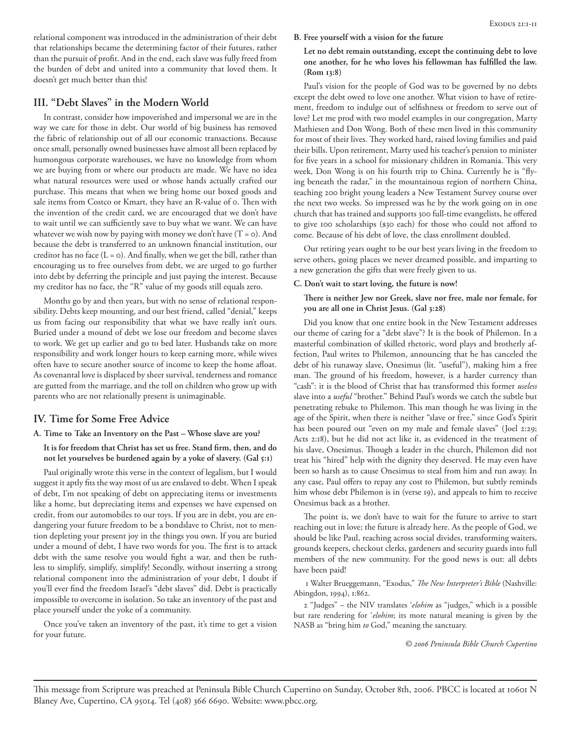relational component was introduced in the administration of their debt that relationships became the determining factor of their futures, rather than the pursuit of profit. And in the end, each slave was fully freed from the burden of debt and united into a community that loved them. It doesn't get much better than this!

## III. "Debt Slaves" in the Modern World

In contrast, consider how impoverished and impersonal we are in the way we care for those in debt. Our world of big business has removed the fabric of relationship out of all our economic transactions. Because once small, personally owned businesses have almost all been replaced by humongous corporate warehouses, we have no knowledge from whom we are buying from or where our products are made. We have no idea what natural resources were used or whose hands actually crafted our purchase. This means that when we bring home our boxed goods and sale items from Costco or Kmart, they have an R-value of 0. Then with the invention of the credit card, we are encouraged that we don't have to wait until we can sufficiently save to buy what we want. We can have whatever we wish now by paying with money we don't have (T = 0). And because the debt is transferred to an unknown financial institution, our creditor has no face (L = 0). And finally, when we get the bill, rather than encouraging us to free ourselves from debt, we are urged to go further into debt by deferring the principle and just paying the interest. Because my creditor has no face, the "R" value of my goods still equals zero.

Months go by and then years, but with no sense of relational responsibility. Debts keep mounting, and our best friend, called "denial," keeps us from facing our responsibility that what we have really isn't ours. Buried under a mound of debt we lose our freedom and become slaves to work. We get up earlier and go to bed later. Husbands take on more responsibility and work longer hours to keep earning more, while wives often have to secure another source of income to keep the home afloat. As covenantal love is displaced by sheer survival, tenderness and romance are gutted from the marriage, and the toll on children who grow up with parents who are not relationally present is unimaginable.

## IV. Time for Some Free Advice

### A. Time to Take an Inventory on the Past – Whose slave are you?

**It is for freedom that Christ has set us free. Stand firm, then, and do not let yourselves be burdened again by a yoke of slavery. (Gal 5:1)**

Paul originally wrote this verse in the context of legalism, but I would suggest it aptly fits the way most of us are enslaved to debt. When I speak of debt, I'm not speaking of debt on appreciating items or investments like a home, but depreciating items and expenses we have expensed on credit, from our automobiles to our toys. If you are in debt, you are endangering your future freedom to be a bondslave to Christ, not to mention depleting your present joy in the things you own. If you are buried under a mound of debt, I have two words for you. The first is to attack debt with the same resolve you would fight a war, and then be ruthless to simplify, simplify, simplify! Secondly, without inserting a strong relational component into the administration of your debt, I doubt if you'll ever find the freedom Israel's "debt slaves" did. Debt is practically impossible to overcome in isolation. So take an inventory of the past and place yourself under the yoke of a community.

Once you've taken an inventory of the past, it's time to get a vision for your future.

### B. Free yourself with a vision for the future

**Let no debt remain outstanding, except the continuing debt to love one another, for he who loves his fellowman has fulfilled the law. (Rom 13:8)**

Paul's vision for the people of God was to be governed by no debts except the debt owed to love one another. What vision to have of retirement, freedom to indulge out of selfishness or freedom to serve out of love? Let me prod with two model examples in our congregation, Marty Mathiesen and Don Wong. Both of these men lived in this community for most of their lives. They worked hard, raised loving families and paid their bills. Upon retirement, Marty used his teacher's pension to minister for five years in a school for missionary children in Romania. This very week, Don Wong is on his fourth trip to China. Currently he is "flying beneath the radar," in the mountainous region of northern China, teaching 200 bright young leaders a New Testament Survey course over the next two weeks. So impressed was he by the work going on in one church that has trained and supports 300 full-time evangelists, he offered to give 100 scholarships ($30 each) for those who could not afford to come. Because of his debt of love, the class enrollment doubled.

Our retiring years ought to be our best years living in the freedom to serve others, going places we never dreamed possible, and imparting to a new generation the gifts that were freely given to us.

### C. Don't wait to start loving, the future is now!

**There is neither Jew nor Greek, slave nor free, male nor female, for you are all one in Christ Jesus. (Gal 3:28)**

Did you know that one entire book in the New Testament addresses our theme of caring for a "debt slave"? It is the book of Philemon. In a masterful combination of skilled rhetoric, word plays and brotherly affection, Paul writes to Philemon, announcing that he has canceled the debt of his runaway slave, Onesimus (lit. "useful"), making him a free man. The ground of his freedom, however, is a harder currency than "cash": it is the blood of Christ that has transformed this former *useless* slave into a *useful* "brother." Behind Paul's words we catch the subtle but penetrating rebuke to Philemon. This man though he was living in the age of the Spirit, when there is neither "slave or free," since God's Spirit has been poured out "even on my male and female slaves" (Joel 2:29; Acts 2:18), but he did not act like it, as evidenced in the treatment of his slave, Onesimus. Though a leader in the church, Philemon did not treat his "hired" help with the dignity they deserved. He may even have been so harsh as to cause Onesimus to steal from him and run away. In any case, Paul offers to repay any cost to Philemon, but subtly reminds him whose debt Philemon is in (verse 19), and appeals to him to receive Onesimus back as a brother.

The point is, we don't have to wait for the future to arrive to start reaching out in love; the future is already here. As the people of God, we should be like Paul, reaching across social divides, transforming waiters, grounds keepers, checkout clerks, gardeners and security guards into full members of the new community. For the good news is out: all debts have been paid!

1 Walter Brueggemann, "Exodus," *The New Interpreter's Bible* (Nashville: Abingdon, 1994), 1:862.

2 "Judges" – the NIV translates *'elohim* as "judges," which is a possible but rare rendering for *'elohim*; its more natural meaning is given by the NASB as "bring him *to* God," meaning the sanctuary.

*© 2006 Peninsula Bible Church Cupertino*

This message from Scripture was preached at Peninsula Bible Church Cupertino on Sunday, October 8th, 2006. PBCC is located at 10601 N Blaney Ave, Cupertino, CA 95014. Tel (408) 366 6690. Website: www.pbcc.org.